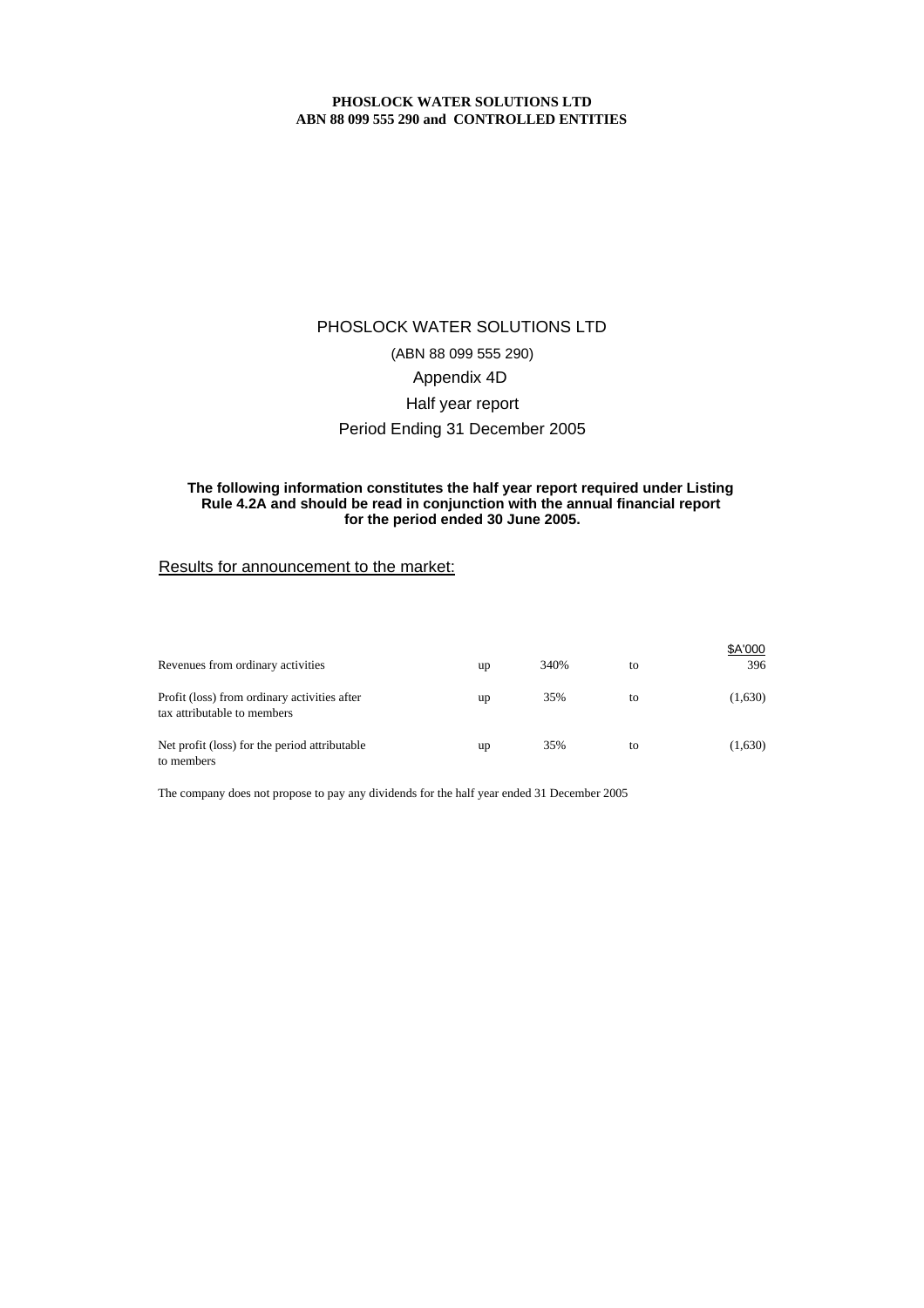**PHOSLOCK WATER SOLUTIONS LTD**
**ABN 88 099 555 290 and CONTROLLED ENTITIES**

# PHOSLOCK WATER SOLUTIONS LTD

(ABN 88 099 555 290)

## Appendix 4D

## Half year report

## Period Ending 31 December 2005

**The following information constitutes the half year report required under Listing Rule 4.2A and should be read in conjunction with the annual financial report for the period ended 30 June 2005.**

## Results for announcement to the market:

| | | | | $A'000 |
|---|---|---|---|---|
| Revenues from ordinary activities | up | 340% | to | 396 |
| Profit (loss) from ordinary activities after tax attributable to members | up | 35% | to | (1,630) |
| Net profit (loss) for the period attributable to members | up | 35% | to | (1,630) |

The company does not propose to pay any dividends for the half year ended 31 December 2005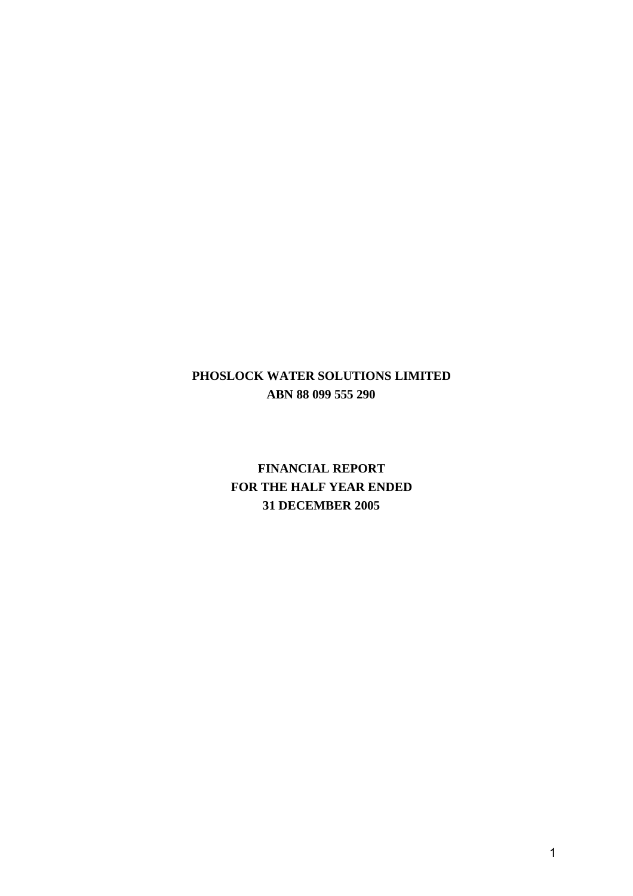**PHOSLOCK WATER SOLUTIONS LIMITED**
**ABN 88 099 555 290**

**FINANCIAL REPORT**
**FOR THE HALF YEAR ENDED**
**31 DECEMBER 2005**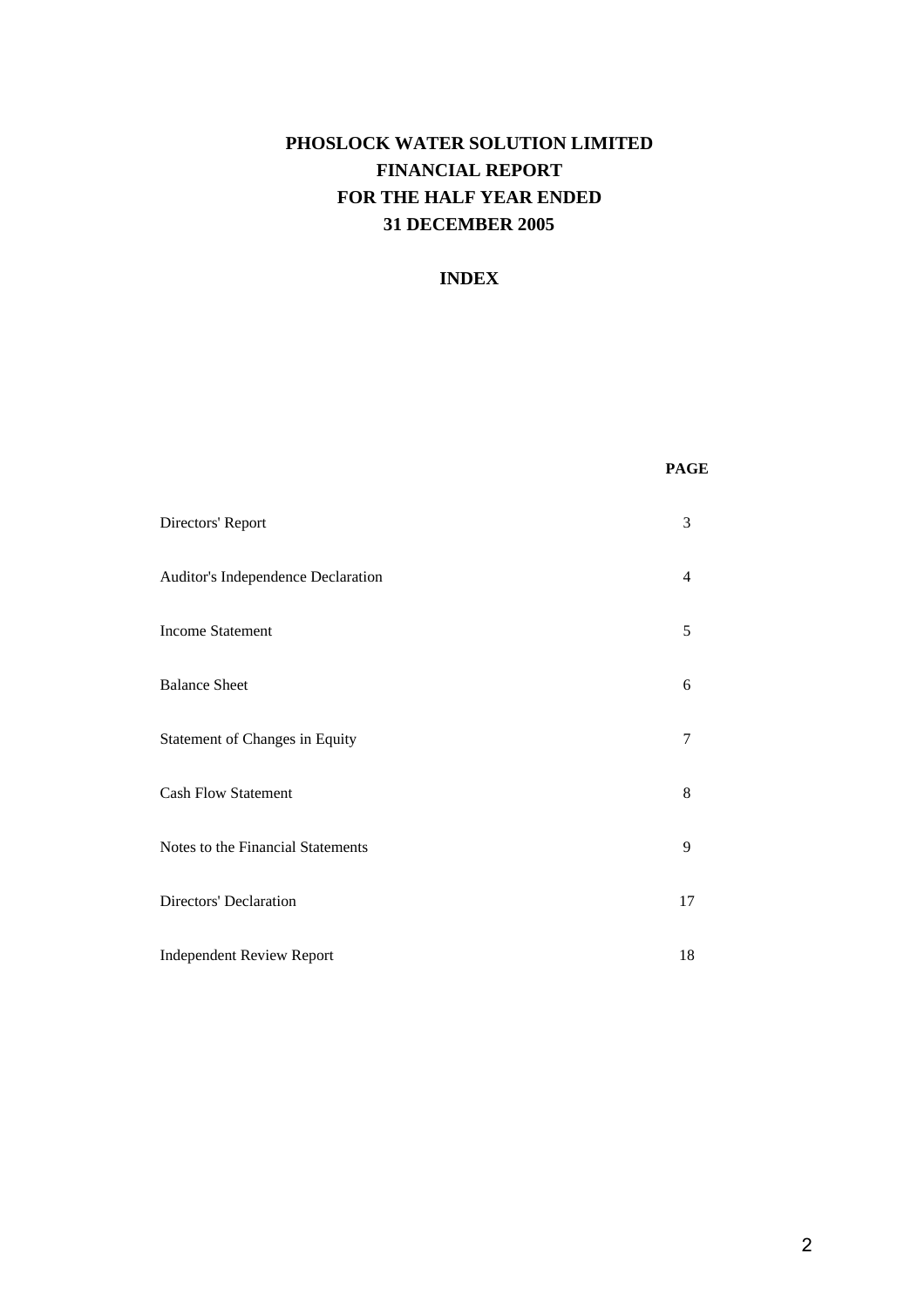# PHOSLOCK WATER SOLUTION LIMITED
# FINANCIAL REPORT
# FOR THE HALF YEAR ENDED
# 31 DECEMBER 2005

## INDEX

| | PAGE |
|---|---|
| Directors' Report | 3 |
| Auditor's Independence Declaration | 4 |
| Income Statement | 5 |
| Balance Sheet | 6 |
| Statement of Changes in Equity | 7 |
| Cash Flow Statement | 8 |
| Notes to the Financial Statements | 9 |
| Directors' Declaration | 17 |
| Independent Review Report | 18 |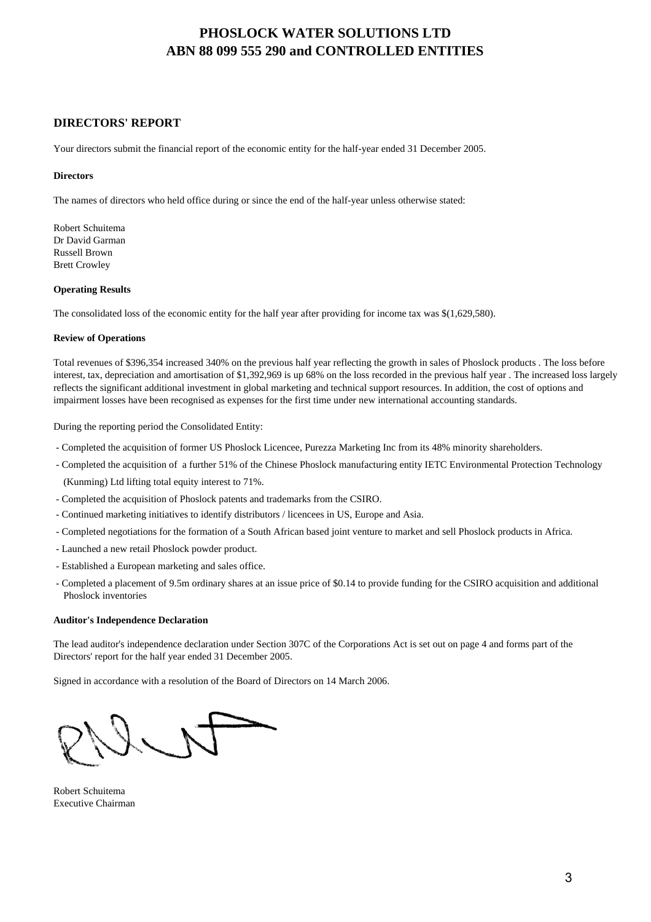# PHOSLOCK WATER SOLUTIONS LTD
# ABN 88 099 555 290 and CONTROLLED ENTITIES

## DIRECTORS' REPORT

Your directors submit the financial report of the economic entity for the half-year ended 31 December 2005.

### Directors

The names of directors who held office during or since the end of the half-year unless otherwise stated:

Robert Schuitema
Dr David Garman
Russell Brown
Brett Crowley

### Operating Results

The consolidated loss of the economic entity for the half year after providing for income tax was $(1,629,580).

### Review of Operations

Total revenues of $396,354 increased 340% on the previous half year reflecting the growth in sales of Phoslock products . The loss before interest, tax, depreciation and amortisation of $1,392,969 is up 68% on the loss recorded in the previous half year . The increased loss largely reflects the significant additional investment in global marketing and technical support resources. In addition, the cost of options and impairment losses have been recognised as expenses for the first time under new international accounting standards.

During the reporting period the Consolidated Entity:

- Completed the acquisition of former US Phoslock Licencee, Purezza Marketing Inc from its 48% minority shareholders.
- Completed the acquisition of a further 51% of the Chinese Phoslock manufacturing entity IETC Environmental Protection Technology (Kunming) Ltd lifting total equity interest to 71%.
- Completed the acquisition of Phoslock patents and trademarks from the CSIRO.
- Continued marketing initiatives to identify distributors / licencees in US, Europe and Asia.
- Completed negotiations for the formation of a South African based joint venture to market and sell Phoslock products in Africa.
- Launched a new retail Phoslock powder product.
- Established a European marketing and sales office.
- Completed a placement of 9.5m ordinary shares at an issue price of $0.14 to provide funding for the CSIRO acquisition and additional Phoslock inventories

### Auditor's Independence Declaration

The lead auditor's independence declaration under Section 307C of the Corporations Act is set out on page 4 and forms part of the Directors' report for the half year ended 31 December 2005.

Signed in accordance with a resolution of the Board of Directors on 14 March 2006.

Robert Schuitema
Executive Chairman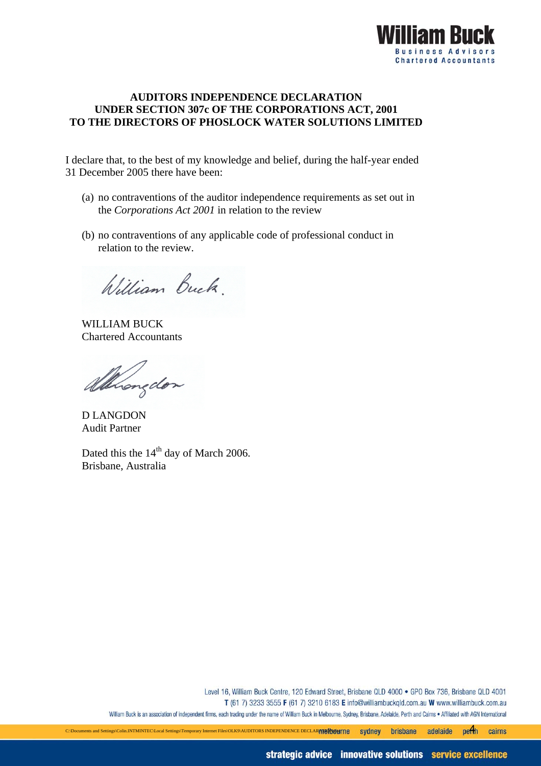**AUDITORS INDEPENDENCE DECLARATION**
**UNDER SECTION 307c OF THE CORPORATIONS ACT, 2001**
**TO THE DIRECTORS OF PHOSLOCK WATER SOLUTIONS LIMITED**

I declare that, to the best of my knowledge and belief, during the half-year ended 31 December 2005 there have been:

(a) no contraventions of the auditor independence requirements as set out in the *Corporations Act 2001* in relation to the review

(b) no contraventions of any applicable code of professional conduct in relation to the review.

WILLIAM BUCK
Chartered Accountants

D LANGDON
Audit Partner

Dated this the 14th day of March 2006.
Brisbane, Australia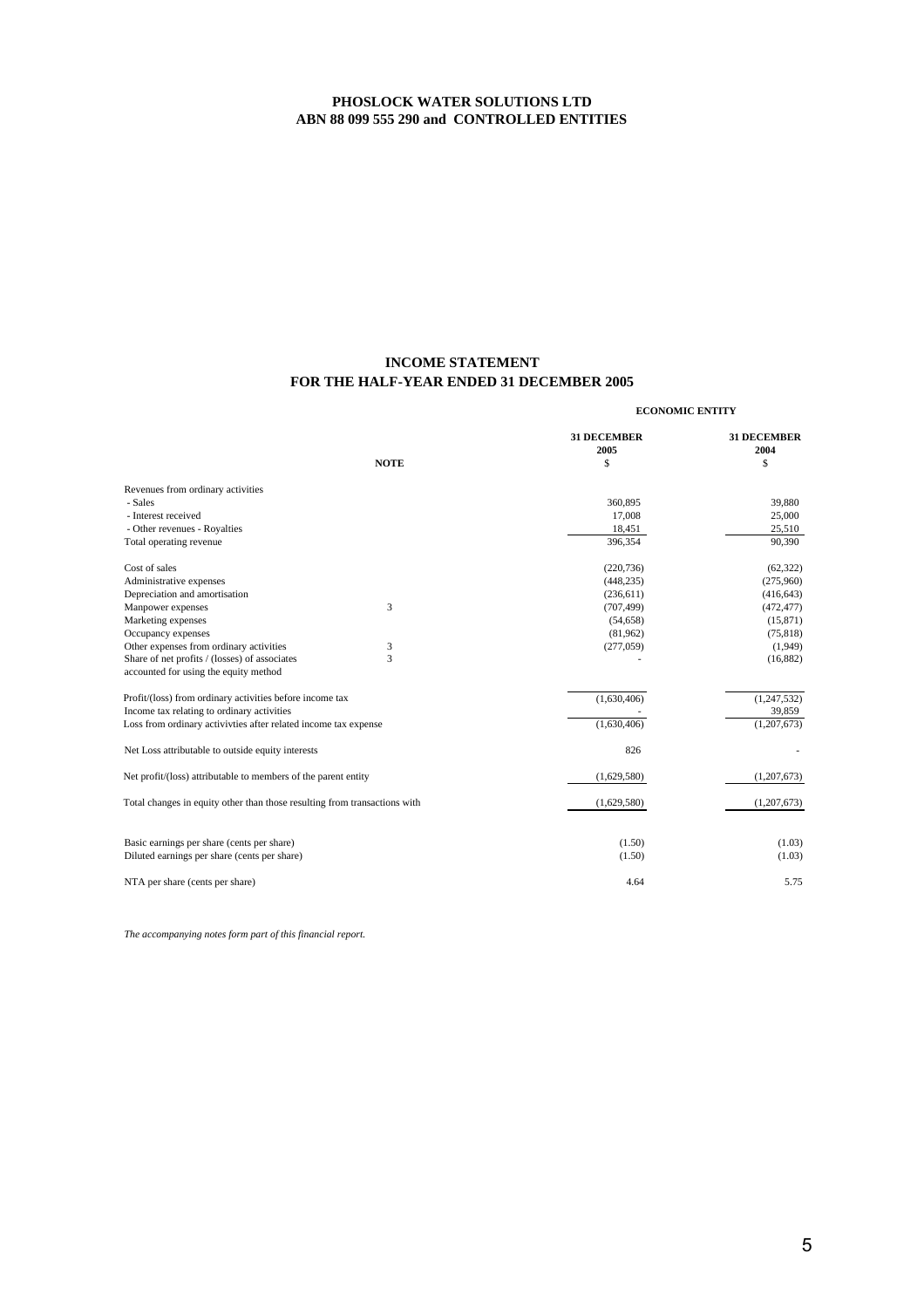**PHOSLOCK WATER SOLUTIONS LTD**
**ABN 88 099 555 290 and CONTROLLED ENTITIES**

## INCOME STATEMENT
## FOR THE HALF-YEAR ENDED 31 DECEMBER 2005

| | NOTE | ECONOMIC ENTITY | |
|---|---|---|---|
| | | **31 DECEMBER 2005** | **31 DECEMBER 2004** |
| | | **$** | **$** |
| Revenues from ordinary activities | | | |
| - Sales | | 360,895 | 39,880 |
| - Interest received | | 17,008 | 25,000 |
| - Other revenues - Royalties | | 18,451 | 25,510 |
| Total operating revenue | | 396,354 | 90,390 |
| Cost of sales | | (220,736) | (62,322) |
| Administrative expenses | | (448,235) | (275,960) |
| Depreciation and amortisation | | (236,611) | (416,643) |
| Manpower expenses | 3 | (707,499) | (472,477) |
| Marketing expenses | | (54,658) | (15,871) |
| Occupancy expenses | | (81,962) | (75,818) |
| Other expenses from ordinary activities | 3 | (277,059) | (1,949) |
| Share of net profits / (losses) of associates accounted for using the equity method | 3 | - | (16,882) |
| Profit/(loss) from ordinary activities before income tax | | (1,630,406) | (1,247,532) |
| Income tax relating to ordinary activities | | - | 39,859 |
| Loss from ordinary activivties after related income tax expense | | (1,630,406) | (1,207,673) |
| Net Loss attributable to outside equity interests | | 826 | - |
| Net profit/(loss) attributable to members of the parent entity | | (1,629,580) | (1,207,673) |
| Total changes in equity other than those resulting from transactions with | | (1,629,580) | (1,207,673) |
| Basic earnings per share (cents per share) | | (1.50) | (1.03) |
| Diluted earnings per share (cents per share) | | (1.50) | (1.03) |
| NTA per share (cents per share) | | 4.64 | 5.75 |

*The accompanying notes form part of this financial report.*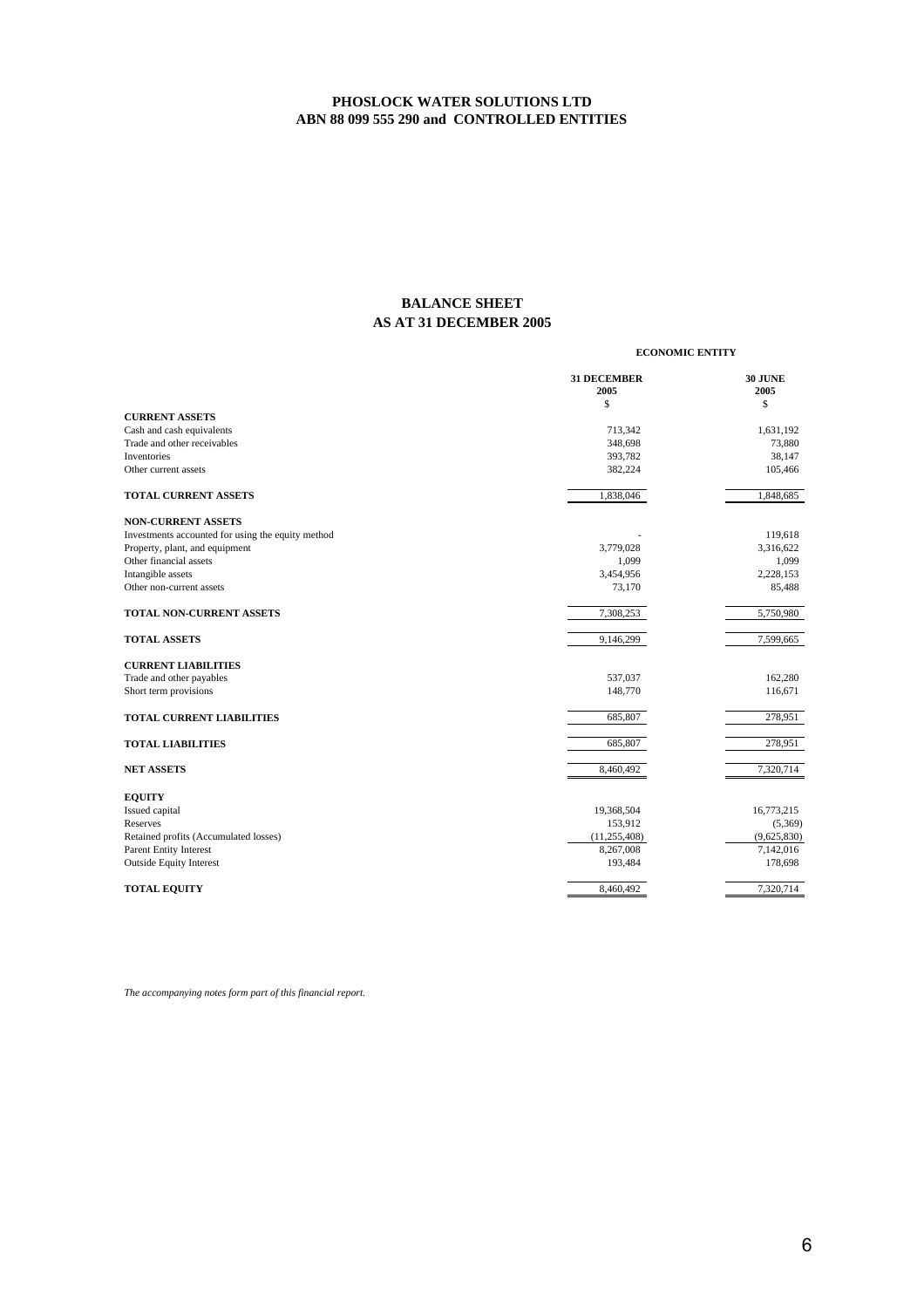**PHOSLOCK WATER SOLUTIONS LTD**
**ABN 88 099 555 290 and CONTROLLED ENTITIES**

## BALANCE SHEET
## AS AT 31 DECEMBER 2005

| | ECONOMIC ENTITY | |
|---|---|---|
| | **31 DECEMBER 2005** | **30 JUNE 2005** |
| | $ | $ |
| **CURRENT ASSETS** | | |
| Cash and cash equivalents | 713,342 | 1,631,192 |
| Trade and other receivables | 348,698 | 73,880 |
| Inventories | 393,782 | 38,147 |
| Other current assets | 382,224 | 105,466 |
| **TOTAL CURRENT ASSETS** | 1,838,046 | 1,848,685 |
| **NON-CURRENT ASSETS** | | |
| Investments accounted for using the equity method | - | 119,618 |
| Property, plant, and equipment | 3,779,028 | 3,316,622 |
| Other financial assets | 1,099 | 1,099 |
| Intangible assets | 3,454,956 | 2,228,153 |
| Other non-current assets | 73,170 | 85,488 |
| **TOTAL NON-CURRENT ASSETS** | 7,308,253 | 5,750,980 |
| **TOTAL ASSETS** | 9,146,299 | 7,599,665 |
| **CURRENT LIABILITIES** | | |
| Trade and other payables | 537,037 | 162,280 |
| Short term provisions | 148,770 | 116,671 |
| **TOTAL CURRENT LIABILITIES** | 685,807 | 278,951 |
| **TOTAL LIABILITIES** | 685,807 | 278,951 |
| **NET ASSETS** | 8,460,492 | 7,320,714 |
| **EQUITY** | | |
| Issued capital | 19,368,504 | 16,773,215 |
| Reserves | 153,912 | (5,369) |
| Retained profits (Accumulated losses) | (11,255,408) | (9,625,830) |
| Parent Entity Interest | 8,267,008 | 7,142,016 |
| Outside Equity Interest | 193,484 | 178,698 |
| **TOTAL EQUITY** | 8,460,492 | 7,320,714 |

*The accompanying notes form part of this financial report.*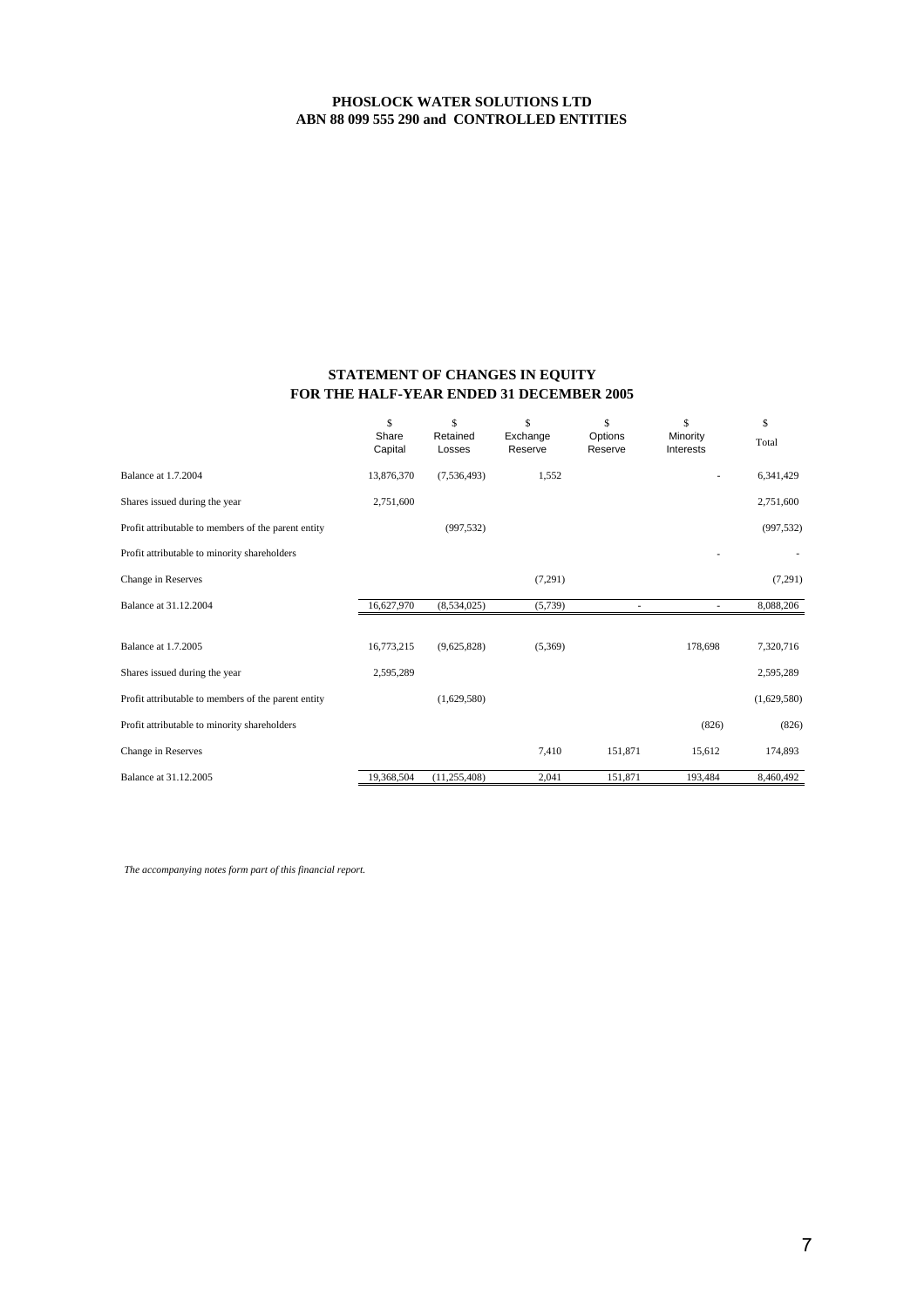**PHOSLOCK WATER SOLUTIONS LTD**
**ABN 88 099 555 290 and CONTROLLED ENTITIES**

## STATEMENT OF CHANGES IN EQUITY
## FOR THE HALF-YEAR ENDED 31 DECEMBER 2005

| | \$ Share Capital | \$ Retained Losses | \$ Exchange Reserve | \$ Options Reserve | \$ Minority Interests | \$ Total |
|---|---|---|---|---|---|---|
| Balance at 1.7.2004 | 13,876,370 | (7,536,493) | 1,552 | | - | 6,341,429 |
| Shares issued during the year | 2,751,600 | | | | | 2,751,600 |
| Profit attributable to members of the parent entity | | (997,532) | | | | (997,532) |
| Profit attributable to minority shareholders | | | | | - | - |
| Change in Reserves | | | (7,291) | | | (7,291) |
| Balance at 31.12.2004 | 16,627,970 | (8,534,025) | (5,739) | - | - | 8,088,206 |
| | | | | | | |
| Balance at 1.7.2005 | 16,773,215 | (9,625,828) | (5,369) | | 178,698 | 7,320,716 |
| Shares issued during the year | 2,595,289 | | | | | 2,595,289 |
| Profit attributable to members of the parent entity | | (1,629,580) | | | | (1,629,580) |
| Profit attributable to minority shareholders | | | | | (826) | (826) |
| Change in Reserves | | | 7,410 | 151,871 | 15,612 | 174,893 |
| Balance at 31.12.2005 | 19,368,504 | (11,255,408) | 2,041 | 151,871 | 193,484 | 8,460,492 |

*The accompanying notes form part of this financial report.*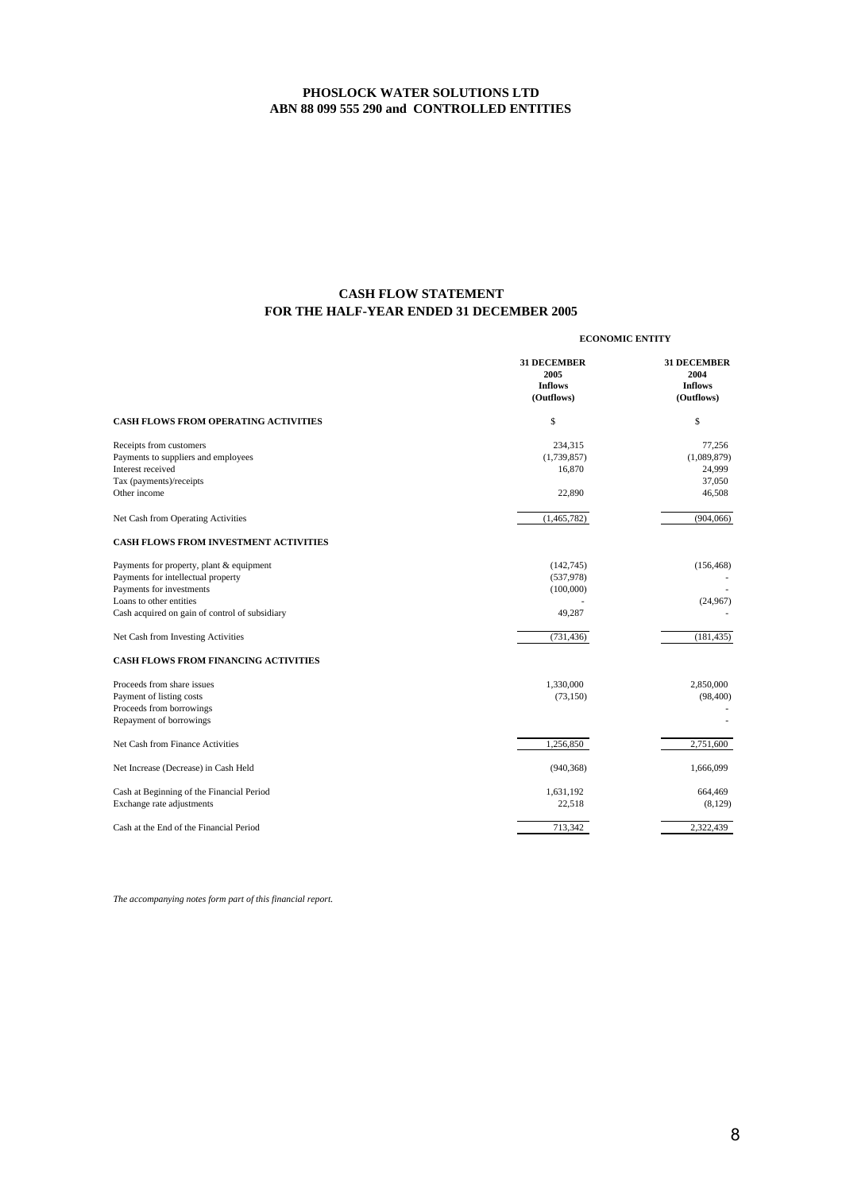# PHOSLOCK WATER SOLUTIONS LTD
## ABN 88 099 555 290 and CONTROLLED ENTITIES

## CASH FLOW STATEMENT
## FOR THE HALF-YEAR ENDED 31 DECEMBER 2005

| | ECONOMIC ENTITY | |
|---|---|---|
| | **31 DECEMBER 2005 Inflows (Outflows)** | **31 DECEMBER 2004 Inflows (Outflows)** |
| **CASH FLOWS FROM OPERATING ACTIVITIES** | $ | $ |
| Receipts from customers | 234,315 | 77,256 |
| Payments to suppliers and employees | (1,739,857) | (1,089,879) |
| Interest received | 16,870 | 24,999 |
| Tax (payments)/receipts | | 37,050 |
| Other income | 22,890 | 46,508 |
| Net Cash from Operating Activities | (1,465,782) | (904,066) |
| **CASH FLOWS FROM INVESTMENT ACTIVITIES** | | |
| Payments for property, plant & equipment | (142,745) | (156,468) |
| Payments for intellectual property | (537,978) | - |
| Payments for investments | (100,000) | - |
| Loans to other entities | - | (24,967) |
| Cash acquired on gain of control of subsidiary | 49,287 | - |
| Net Cash from Investing Activities | (731,436) | (181,435) |
| **CASH FLOWS FROM FINANCING ACTIVITIES** | | |
| Proceeds from share issues | 1,330,000 | 2,850,000 |
| Payment of listing costs | (73,150) | (98,400) |
| Proceeds from borrowings | | - |
| Repayment of borrowings | | - |
| Net Cash from Finance Activities | 1,256,850 | 2,751,600 |
| Net Increase (Decrease) in Cash Held | (940,368) | 1,666,099 |
| Cash at Beginning of the Financial Period | 1,631,192 | 664,469 |
| Exchange rate adjustments | 22,518 | (8,129) |
| Cash at the End of the Financial Period | 713,342 | 2,322,439 |

*The accompanying notes form part of this financial report.*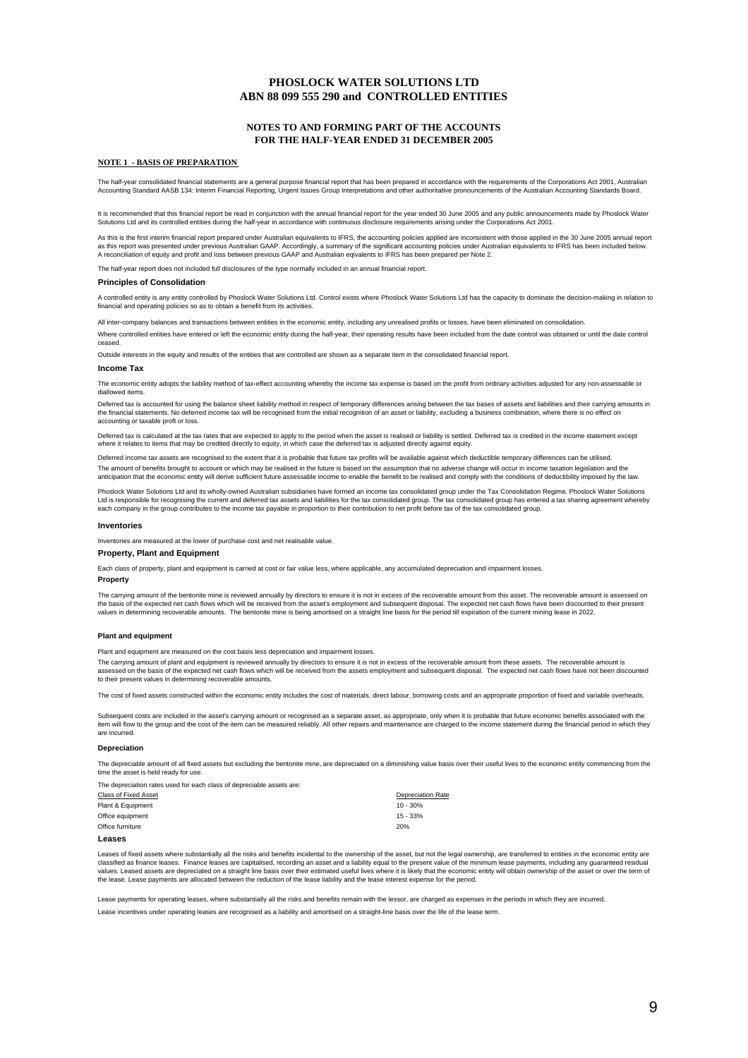# PHOSLOCK WATER SOLUTIONS LTD
# ABN 88 099 555 290 and CONTROLLED ENTITIES

## NOTES TO AND FORMING PART OF THE ACCOUNTS
## FOR THE HALF-YEAR ENDED 31 DECEMBER 2005

**NOTE 1 - BASIS OF PREPARATION**

The half-year consolidated financial statements are a general purpose financial report that has been prepared in accordance with the requirements of the Corporations Act 2001, Australian Accounting Standard AASB 134: Interim Financial Reporting, Urgent Issues Group Interpretations and other authoritative pronouncements of the Australian Accounting Standards Board.

It is recommended that this financial report be read in conjunction with the annual financial report for the year ended 30 June 2005 and any public announcements made by Phoslock Water Solutions Ltd and its controlled entities during the half-year in accordance with continuous disclosure requirements arising under the Corporations Act 2001.

As this is the first interim financial report prepared under Australian equivalents to IFRS, the accounting policies applied are inconsistent with those applied in the 30 June 2005 annual report as this report was presented under previous Australian GAAP. Accordingly, a summary of the significant accounting policies under Australian equivalents to IFRS has been included below. A reconciliation of equity and profit and loss between previous GAAP and Australian eqivalents to IFRS has been prepared per Note 2.

The half-year report does not included full disclosures of the type normally included in an annual financial report.

### Principles of Consolidation

A controlled entity is any entity controlled by Phoslock Water Solutions Ltd. Control exists where Phoslock Water Solutions Ltd has the capacity to dominate the decision-making in relation to financial and operating policies so as to obtain a benefit from its activities.

All inter-company balances and transactions between entities in the economic entity, including any unrealised profits or losses, have been eliminated on consolidation.

Where controlled entities have entered or left the economic entity during the half-year, their operating results have been included from the date control was obtained or until the date control ceased.

Outside interests in the equity and results of the entities that are controlled are shown as a separate item in the consolidated financial report.

### Income Tax

The economic entity adopts the liability method of tax-effect accounting whereby the income tax expense is based on the profit from ordinary activities adjusted for any non-assessable or diallowed items.

Deferred tax is accounted for using the balance sheet liability method in respect of temporary differences arising between the tax bases of assets and liabilities and their carrying amounts in the financial statements. No deferred income tax will be recognised from the initial recognition of an asset or liability, excluding a business combination, where there is no effect on accounting or taxable proft or loss.

Deferred tax is calculated at the tax rates that are expected to apply to the period when the asset is realised or liability is settled. Deferred tax is credited in the income statement except where it relates to items that may be credited directly to equity, in which case the deferred tax is adjusted directly against equity.

Deferred income tax assets are recognised to the extent that it is probable that future tax profits will be available against which deductible temporary differences can be utilised.

The amount of benefits brought to account or which may be realised in the future is based on the assumption that no adverse change will occur in income taxation legislation and the anticipation that the economic entity will derive sufficient future assessable income to enable the benefit to be realised and comply with the conditions of deductibility imposed by the law.

Phoslock Water Solutions Ltd and its wholly-owned Australian subsidiaries have formed an income tax consolidated group under the Tax Consolidation Regime. Phoslock Water Solutions Ltd is responsible for recognising the current and deferred tax assets and liabilities for the tax consolidated group. The tax consolidated group has entered a tax sharing agreement whereby each company in the group contributes to the income tax payable in proportion to their contribution to net profit before tax of the tax consolidated group.

### Inventories

Inventories are measured at the lower of purchase cost and net realisable value.

### Property, Plant and Equipment

Each class of property, plant and equipment is carried at cost or fair value less, where applicable, any accumulated depreciation and impairment losses.

**Property**

The carrying amount of the bentonite mine is reviewed annually by directors to ensure it is not in excess of the recoverable amount from this asset. The recoverable amount is assessed on the basis of the expected net cash flows which will be received from the asset's employment and subsequent disposal. The expected net cash flows have been discounted to their present values in determining recoverable amounts. The bentonite mine is being amortised on a straight line basis for the period till expiration of the current mining lease in 2022.

**Plant and equipment**

Plant and equipment are measured on the cost basis less depreciation and impairment losses.

The carrying amount of plant and equipment is reviewed annually by directors to ensure it is not in excess of the recoverable amount from these assets. The recoverable amount is assessed on the basis of the expected net cash flows which will be received from the assets employment and subsequent disposal. The expected net cash flows have not been discounted to their present values in determining recoverable amounts.

The cost of fixed assets constructed within the economic entity includes the cost of materials, direct labour, borrowing costs and an appropriate proportion of fixed and variable overheads.

Subsequent costs are included in the asset's carrying amount or recognised as a separate asset, as appropriate, only when it is probable that future economic benefits associated with the item will flow to the group and the cost of the item can be measured reliably. All other repairs and maintenance are charged to the income statement during the financial period in which they are incurred.

**Depreciation**

The depreciable amount of all fixed assets but excluding the bentonite mine, are depreciated on a diminishing value basis over their useful lives to the economic entity commencing from the time the asset is held ready for use.

The depreciation rates used for each class of depreciable assets are:

| Class of Fixed Asset | Depreciation Rate |
|---|---|
| Plant & Equipment | 10 - 30% |
| Office equipment | 15 - 33% |
| Office furniture | 20% |

### Leases

Leases of fixed assets where substantially all the risks and benefits incidental to the ownership of the asset, but not the legal ownership, are transferred to entities in the economic entity are classified as finance leases. Finance leases are capitalised, recording an asset and a liability equal to the present value of the minimum lease payments, including any guaranteed residual values. Leased assets are depreciated on a straight line basis over their estimated useful lives where it is likely that the economic entity will obtain ownership of the asset or over the term of the lease. Lease payments are allocated between the reduction of the lease liability and the lease interest expense for the period.

Lease payments for operating leases, where substantially all the risks and benefits remain with the lessor, are charged as expenses in the periods in which they are incurred.

Lease incentives under operating leases are recognised as a liability and amortised on a straight-line basis over the life of the lease term.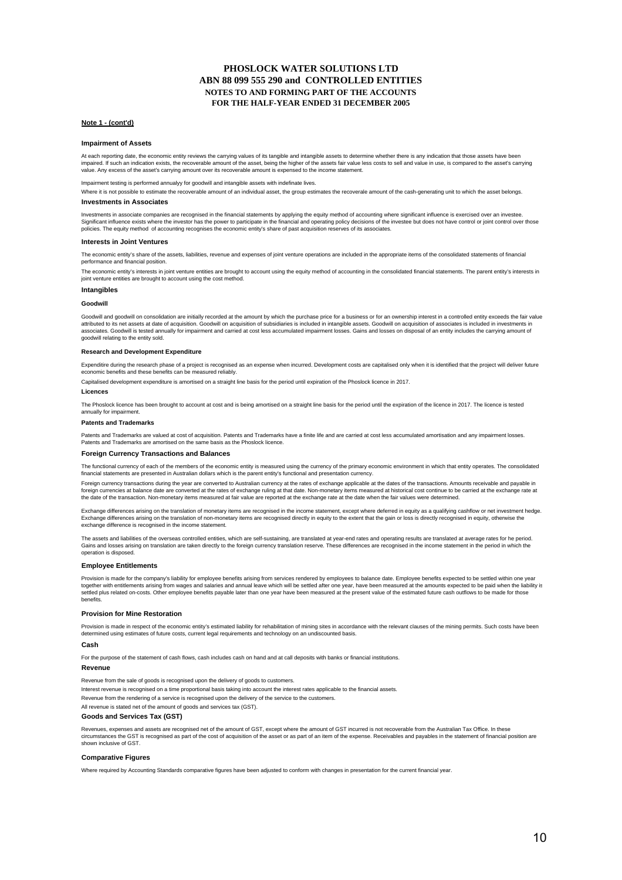# PHOSLOCK WATER SOLUTIONS LTD
## ABN 88 099 555 290 and CONTROLLED ENTITIES
### NOTES TO AND FORMING PART OF THE ACCOUNTS
### FOR THE HALF-YEAR ENDED 31 DECEMBER 2005

**Note 1 - (cont'd)**

**Impairment of Assets**

At each reporting date, the economic entity reviews the carrying values of its tangible and intangible assets to determine whether there is any indication that those assets have been impaired. If such an indication exists, the recoverable amount of the asset, being the higher of the assets fair value less costs to sell and value in use, is compared to the asset's carrying value. Any excess of the asset's carrying amount over its recoverable amount is expensed to the income statement.

Impairment testing is performed annualyy for goodwill and intangible assets with indefinate lives.

Where it is not possible to estimate the recoverable amount of an individual asset, the group estimates the recoverale amount of the cash-generating unit to which the asset belongs.

**Investments in Associates**

Investments in associate companies are recognised in the financial statements by applying the equity method of accounting where significant influence is exercised over an investee. Significant influence exists where the investor has the power to participate in the financial and operating policy decisions of the investee but does not have control or joint control over those policies. The equity method of accounting recognises the economic entity's share of past acquisition reserves of its associates.

**Interests in Joint Ventures**

The economic entity's share of the assets, liabilities, revenue and expenses of joint venture operations are included in the appropriate items of the consolidated statements of financial performance and financial position.

The economic entity's interests in joint venture entities are brought to account using the equity method of accounting in the consolidated financial statements. The parent entity's interests in joint venture entities are brought to account using the cost method.

**Intangibles**

**Goodwill**

Goodwill and goodwill on consolidation are initially recorded at the amount by which the purchase price for a business or for an ownership interest in a controlled entity exceeds the fair value attributed to its net assets at date of acquisition. Goodwill on acquisition of subsidiaries is included in intangible assets. Goodwill on acquisition of associates is included in investments in associates. Goodwill is tested annually for impairment and carried at cost less accumulated impairment losses. Gains and losses on disposal of an entity includes the carrying amount of goodwill relating to the entity sold.

**Research and Development Expenditure**

Expenditire during the research phase of a project is recognised as an expense when incurred. Development costs are capitalised only when it is identified that the project will deliver future economic benefits and these benefits can be measured reliably.

Capitalised development expenditure is amortised on a straight line basis for the period until expiration of the Phoslock licence in 2017.

**Licences**

The Phoslock licence has been brought to account at cost and is being amortised on a straight line basis for the period until the expiration of the licence in 2017. The licence is tested annually for impairment.

**Patents and Trademarks**

Patents and Trademarks are valued at cost of acquisition. Patents and Trademarks have a finite life and are carried at cost less accumulated amortisation and any impairment losses. Patents and Trademarks are amortised on the same basis as the Phoslock licence.

**Foreign Currency Transactions and Balances**

The functional currency of each of the members of the economic entity is measured using the currency of the primary economic environment in which that entity operates. The consolidated financial statements are presented in Australian dollars which is the parent entity's functional and presentation currency.

Foreign currency transactions during the year are converted to Australian currency at the rates of exchange applicable at the dates of the transactions. Amounts receivable and payable in foreign currencies at balance date are converted at the rates of exchange ruling at that date. Non-monetary items measured at historical cost continue to be carried at the exchange rate at the date of the transaction. Non-monetary items measured at fair value are reported at the exchange rate at the date when the fair values were determined.

Exchange differences arising on the translation of monetary items are recognised in the income statement, except where deferred in equity as a qualifying cashflow or net investment hedge. Exchange differences arising on the translation of non-monetary items are recognised directly in equity to the extent that the gain or loss is directly recognised in equity, otherwise the exchange difference is recognised in the income statement.

The assets and liabilities of the overseas controlled entities, which are self-sustaining, are translated at year-end rates and operating results are translated at average rates for he period. Gains and losses arising on translation are taken directly to the foreign currency translation reserve. These differences are recognised in the income statement in the period in which the operation is disposed.

**Employee Entitlements**

Provision is made for the company's liability for employee benefits arising from services rendered by employees to balance date. Employee benefits expected to be settled within one year together with entitlements arising from wages and salaries and annual leave which will be settled after one year, have been measured at the amounts expected to be paid when the liability is settled plus related on-costs. Other employee benefits payable later than one year have been measured at the present value of the estimated future cash outflows to be made for those benefits.

**Provision for Mine Restoration**

Provision is made in respect of the economic entity's estimated liability for rehabilitation of mining sites in accordance with the relevant clauses of the mining permits. Such costs have been determined using estimates of future costs, current legal requirements and technology on an undiscounted basis.

**Cash**

For the purpose of the statement of cash flows, cash includes cash on hand and at call deposits with banks or financial institutions.

**Revenue**

Revenue from the sale of goods is recognised upon the delivery of goods to customers.

Interest revenue is recognised on a time proportional basis taking into account the interest rates applicable to the financial assets.

Revenue from the rendering of a service is recognised upon the delivery of the service to the customers.

All revenue is stated net of the amount of goods and services tax (GST).

**Goods and Services Tax (GST)**

Revenues, expenses and assets are recognised net of the amount of GST, except where the amount of GST incurred is not recoverable from the Australian Tax Office. In these circumstances the GST is recognised as part of the cost of acquisition of the asset or as part of an item of the expense. Receivables and payables in the statement of financial position are shown inclusive of GST.

**Comparative Figures**

Where required by Accounting Standards comparative figures have been adjusted to conform with changes in presentation for the current financial year.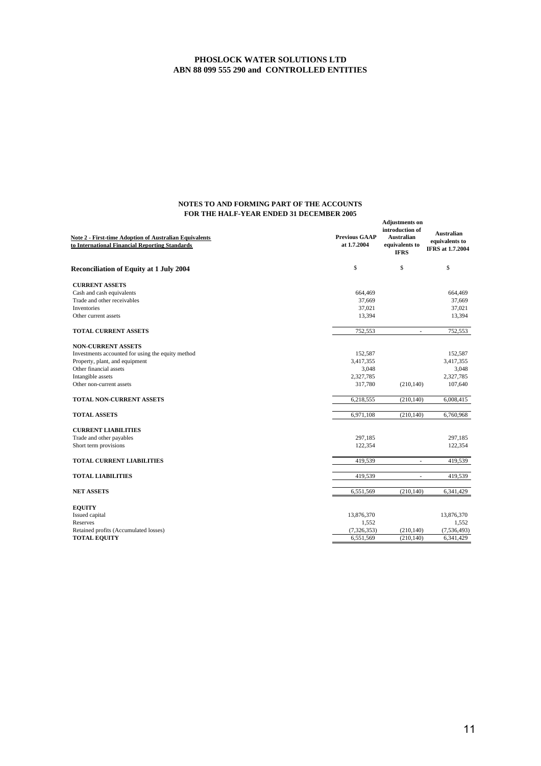**PHOSLOCK WATER SOLUTIONS LTD**
**ABN 88 099 555 290 and CONTROLLED ENTITIES**

**NOTES TO AND FORMING PART OF THE ACCOUNTS**
**FOR THE HALF-YEAR ENDED 31 DECEMBER 2005**

**Note 2 - First-time Adoption of Australian Equivalents to International Financial Reporting Standards**

| Reconciliation of Equity at 1 July 2004 | Previous GAAP at 1.7.2004 | Adjustments on introduction of Australian equivalents to IFRS | Australian equivalents to IFRS at 1.7.2004 |
|---|---|---|---|
| | $ | $ | $ |
| **CURRENT ASSETS** | | | |
| Cash and cash equivalents | 664,469 | | 664,469 |
| Trade and other receivables | 37,669 | | 37,669 |
| Inventories | 37,021 | | 37,021 |
| Other current assets | 13,394 | | 13,394 |
| **TOTAL CURRENT ASSETS** | 752,553 | - | 752,553 |
| **NON-CURRENT ASSETS** | | | |
| Investments accounted for using the equity method | 152,587 | | 152,587 |
| Property, plant, and equipment | 3,417,355 | | 3,417,355 |
| Other financial assets | 3,048 | | 3,048 |
| Intangible assets | 2,327,785 | | 2,327,785 |
| Other non-current assets | 317,780 | (210,140) | 107,640 |
| **TOTAL NON-CURRENT ASSETS** | 6,218,555 | (210,140) | 6,008,415 |
| **TOTAL ASSETS** | 6,971,108 | (210,140) | 6,760,968 |
| **CURRENT LIABILITIES** | | | |
| Trade and other payables | 297,185 | | 297,185 |
| Short term provisions | 122,354 | | 122,354 |
| **TOTAL CURRENT LIABILITIES** | 419,539 | - | 419,539 |
| **TOTAL LIABILITIES** | 419,539 | - | 419,539 |
| **NET ASSETS** | 6,551,569 | (210,140) | 6,341,429 |
| **EQUITY** | | | |
| Issued capital | 13,876,370 | | 13,876,370 |
| Reserves | 1,552 | | 1,552 |
| Retained profits (Accumulated losses) | (7,326,353) | (210,140) | (7,536,493) |
| **TOTAL EQUITY** | 6,551,569 | (210,140) | 6,341,429 |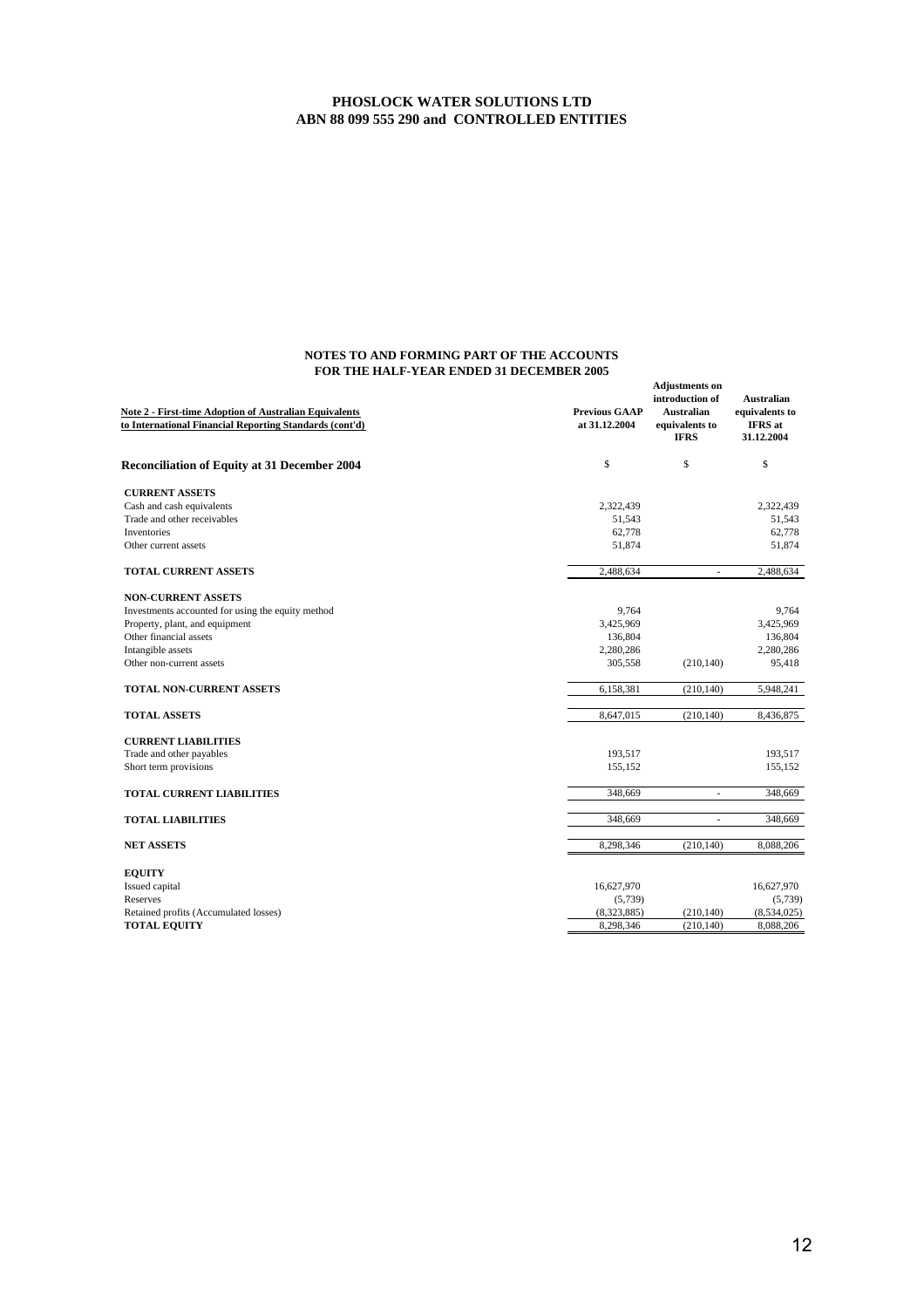**PHOSLOCK WATER SOLUTIONS LTD**
**ABN 88 099 555 290 and CONTROLLED ENTITIES**

**NOTES TO AND FORMING PART OF THE ACCOUNTS**
**FOR THE HALF-YEAR ENDED 31 DECEMBER 2005**

| Note 2 - First-time Adoption of Australian Equivalents to International Financial Reporting Standards (cont'd) | Previous GAAP at 31.12.2004 | Adjustments on introduction of Australian equivalents to IFRS | Australian equivalents to IFRS at 31.12.2004 |
|---|---|---|---|
| **Reconciliation of Equity at 31 December 2004** | $ | $ | $ |
| **CURRENT ASSETS** | | | |
| Cash and cash equivalents | 2,322,439 | | 2,322,439 |
| Trade and other receivables | 51,543 | | 51,543 |
| Inventories | 62,778 | | 62,778 |
| Other current assets | 51,874 | | 51,874 |
| **TOTAL CURRENT ASSETS** | 2,488,634 | - | 2,488,634 |
| **NON-CURRENT ASSETS** | | | |
| Investments accounted for using the equity method | 9,764 | | 9,764 |
| Property, plant, and equipment | 3,425,969 | | 3,425,969 |
| Other financial assets | 136,804 | | 136,804 |
| Intangible assets | 2,280,286 | | 2,280,286 |
| Other non-current assets | 305,558 | (210,140) | 95,418 |
| **TOTAL NON-CURRENT ASSETS** | 6,158,381 | (210,140) | 5,948,241 |
| **TOTAL ASSETS** | 8,647,015 | (210,140) | 8,436,875 |
| **CURRENT LIABILITIES** | | | |
| Trade and other payables | 193,517 | | 193,517 |
| Short term provisions | 155,152 | | 155,152 |
| **TOTAL CURRENT LIABILITIES** | 348,669 | - | 348,669 |
| **TOTAL LIABILITIES** | 348,669 | - | 348,669 |
| **NET ASSETS** | 8,298,346 | (210,140) | 8,088,206 |
| **EQUITY** | | | |
| Issued capital | 16,627,970 | | 16,627,970 |
| Reserves | (5,739) | | (5,739) |
| Retained profits (Accumulated losses) | (8,323,885) | (210,140) | (8,534,025) |
| **TOTAL EQUITY** | 8,298,346 | (210,140) | 8,088,206 |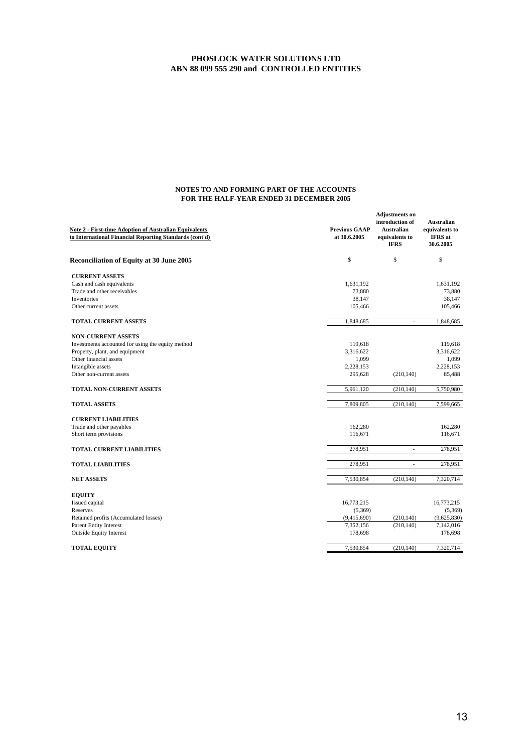**PHOSLOCK WATER SOLUTIONS LTD**
**ABN 88 099 555 290 and CONTROLLED ENTITIES**

**NOTES TO AND FORMING PART OF THE ACCOUNTS**
**FOR THE HALF-YEAR ENDED 31 DECEMBER 2005**

| Note 2 - First-time Adoption of Australian Equivalents to International Financial Reporting Standards (cont'd) | Previous GAAP at 30.6.2005 | Adjustments on introduction of Australian equivalents to IFRS | Australian equivalents to IFRS at 30.6.2005 |
|---|---|---|---|
| **Reconciliation of Equity at 30 June 2005** | $ | $ | $ |
| **CURRENT ASSETS** | | | |
| Cash and cash equivalents | 1,631,192 | | 1,631,192 |
| Trade and other receivables | 73,880 | | 73,880 |
| Inventories | 38,147 | | 38,147 |
| Other current assets | 105,466 | | 105,466 |
| **TOTAL CURRENT ASSETS** | 1,848,685 | - | 1,848,685 |
| **NON-CURRENT ASSETS** | | | |
| Investments accounted for using the equity method | 119,618 | | 119,618 |
| Property, plant, and equipment | 3,316,622 | | 3,316,622 |
| Other financial assets | 1,099 | | 1,099 |
| Intangible assets | 2,228,153 | | 2,228,153 |
| Other non-current assets | 295,628 | (210,140) | 85,488 |
| **TOTAL NON-CURRENT ASSETS** | 5,961,120 | (210,140) | 5,750,980 |
| **TOTAL ASSETS** | 7,809,805 | (210,140) | 7,599,665 |
| **CURRENT LIABILITIES** | | | |
| Trade and other payables | 162,280 | | 162,280 |
| Short term provisions | 116,671 | | 116,671 |
| **TOTAL CURRENT LIABILITIES** | 278,951 | - | 278,951 |
| **TOTAL LIABILITIES** | 278,951 | - | 278,951 |
| **NET ASSETS** | 7,530,854 | (210,140) | 7,320,714 |
| **EQUITY** | | | |
| Issued capital | 16,773,215 | | 16,773,215 |
| Reserves | (5,369) | | (5,369) |
| Retained profits (Accumulated losses) | (9,415,690) | (210,140) | (9,625,830) |
| Parent Entity Interest | 7,352,156 | (210,140) | 7,142,016 |
| Outside Equity Interest | 178,698 | | 178,698 |
| **TOTAL EQUITY** | 7,530,854 | (210,140) | 7,320,714 |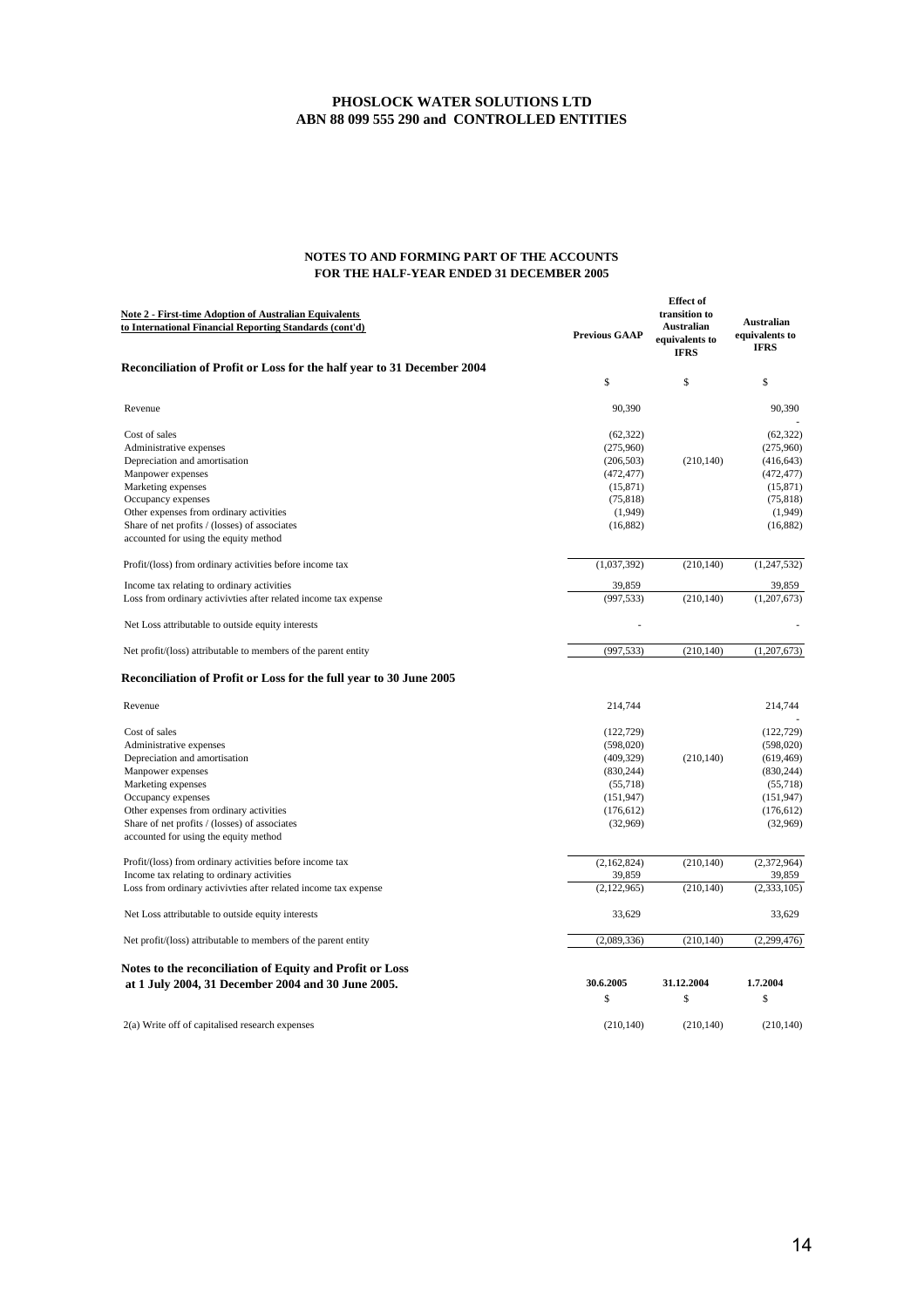**PHOSLOCK WATER SOLUTIONS LTD**
**ABN 88 099 555 290 and CONTROLLED ENTITIES**

**NOTES TO AND FORMING PART OF THE ACCOUNTS**
**FOR THE HALF-YEAR ENDED 31 DECEMBER 2005**

**Note 2 - First-time Adoption of Australian Equivalents to International Financial Reporting Standards (cont'd)**

**Reconciliation of Profit or Loss for the half year to 31 December 2004**

| | Previous GAAP | Effect of transition to Australian equivalents to IFRS | Australian equivalents to IFRS |
|---|---|---|---|
| | $ | $ | $ |
| Revenue | 90,390 | | 90,390 |
| | | | - |
| Cost of sales | (62,322) | | (62,322) |
| Administrative expenses | (275,960) | | (275,960) |
| Depreciation and amortisation | (206,503) | (210,140) | (416,643) |
| Manpower expenses | (472,477) | | (472,477) |
| Marketing expenses | (15,871) | | (15,871) |
| Occupancy expenses | (75,818) | | (75,818) |
| Other expenses from ordinary activities | (1,949) | | (1,949) |
| Share of net profits / (losses) of associates accounted for using the equity method | (16,882) | | (16,882) |
| Profit/(loss) from ordinary activities before income tax | (1,037,392) | (210,140) | (1,247,532) |
| Income tax relating to ordinary activities | 39,859 | | 39,859 |
| Loss from ordinary activivties after related income tax expense | (997,533) | (210,140) | (1,207,673) |
| Net Loss attributable to outside equity interests | - | | - |
| Net profit/(loss) attributable to members of the parent entity | (997,533) | (210,140) | (1,207,673) |

**Reconciliation of Profit or Loss for the full year to 30 June 2005**

| | Previous GAAP | Effect of transition to Australian equivalents to IFRS | Australian equivalents to IFRS |
|---|---|---|---|
| Revenue | 214,744 | | 214,744 |
| | | | - |
| Cost of sales | (122,729) | | (122,729) |
| Administrative expenses | (598,020) | | (598,020) |
| Depreciation and amortisation | (409,329) | (210,140) | (619,469) |
| Manpower expenses | (830,244) | | (830,244) |
| Marketing expenses | (55,718) | | (55,718) |
| Occupancy expenses | (151,947) | | (151,947) |
| Other expenses from ordinary activities | (176,612) | | (176,612) |
| Share of net profits / (losses) of associates accounted for using the equity method | (32,969) | | (32,969) |
| Profit/(loss) from ordinary activities before income tax | (2,162,824) | (210,140) | (2,372,964) |
| Income tax relating to ordinary activities | 39,859 | | 39,859 |
| Loss from ordinary activivties after related income tax expense | (2,122,965) | (210,140) | (2,333,105) |
| Net Loss attributable to outside equity interests | 33,629 | | 33,629 |
| Net profit/(loss) attributable to members of the parent entity | (2,089,336) | (210,140) | (2,299,476) |

**Notes to the reconciliation of Equity and Profit or Loss at 1 July 2004, 31 December 2004 and 30 June 2005.**

| | 30.6.2005 | 31.12.2004 | 1.7.2004 |
|---|---|---|---|
| | $ | $ | $ |
| 2(a) Write off of capitalised research expenses | (210,140) | (210,140) | (210,140) |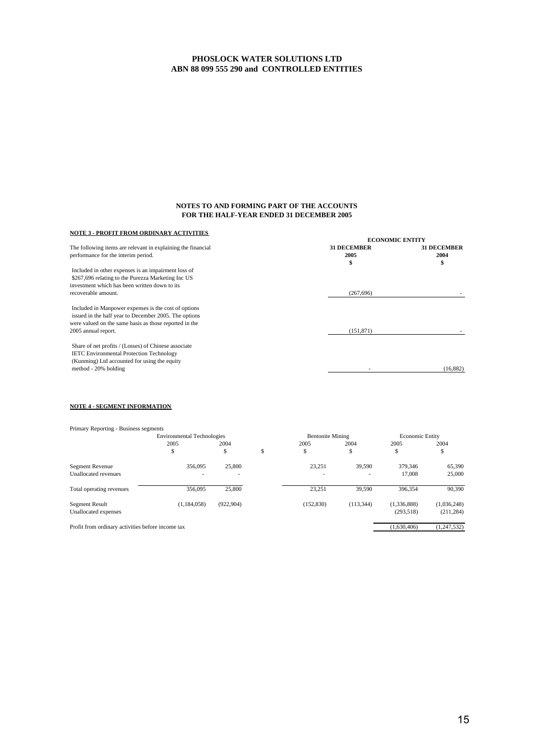**PHOSLOCK WATER SOLUTIONS LTD**
**ABN 88 099 555 290 and CONTROLLED ENTITIES**

**NOTES TO AND FORMING PART OF THE ACCOUNTS**
**FOR THE HALF-YEAR ENDED 31 DECEMBER 2005**

**NOTE 3 - PROFIT FROM ORDINARY ACTIVITIES**

| | ECONOMIC ENTITY | |
|---|---|---|
| The following items are relevant in explaining the financial performance for the interim period. | **31 DECEMBER 2005** | **31 DECEMBER 2004** |
| | **$** | **$** |
| Included in other expenses is an impairment loss of $267,696 relating to the Purezza Marketing Inc US investment which has been written down to its recoverable amount. | (267,696) | - |
| Included in Manpower expenses is the cost of options issued in the half year to December 2005. The options were valued on the same basis as those reported in the 2005 annual report. | (151,871) | - |
| Share of net profits / (Losses) of Chinese associate IETC Environmental Protection Technology (Kunming) Ltd accounted for using the equity method - 20% holding | - | (16,882) |

**NOTE 4 - SEGMENT INFORMATION**

Primary Reporting - Business segments

| | Environmental Technologies | | | Bentonite Mining | | Economic Entity | |
|---|---|---|---|---|---|---|---|
| | 2005 | 2004 | | 2005 | 2004 | 2005 | 2004 |
| | $ | $ | $ | $ | $ | $ | $ |
| Segment Revenue | 356,095 | 25,800 | | 23,251 | 39,590 | 379,346 | 65,390 |
| Unallocated revenues | - | - | | - | - | 17,008 | 25,000 |
| Total operating revenues | 356,095 | 25,800 | | 23,251 | 39,590 | 396,354 | 90,390 |
| Segment Result | (1,184,058) | (922,904) | | (152,830) | (113,344) | (1,336,888) | (1,036,248) |
| Unallocated expenses | | | | | | (293,518) | (211,284) |
| Profit from ordinary activities before income tax | | | | | | (1,630,406) | (1,247,532) |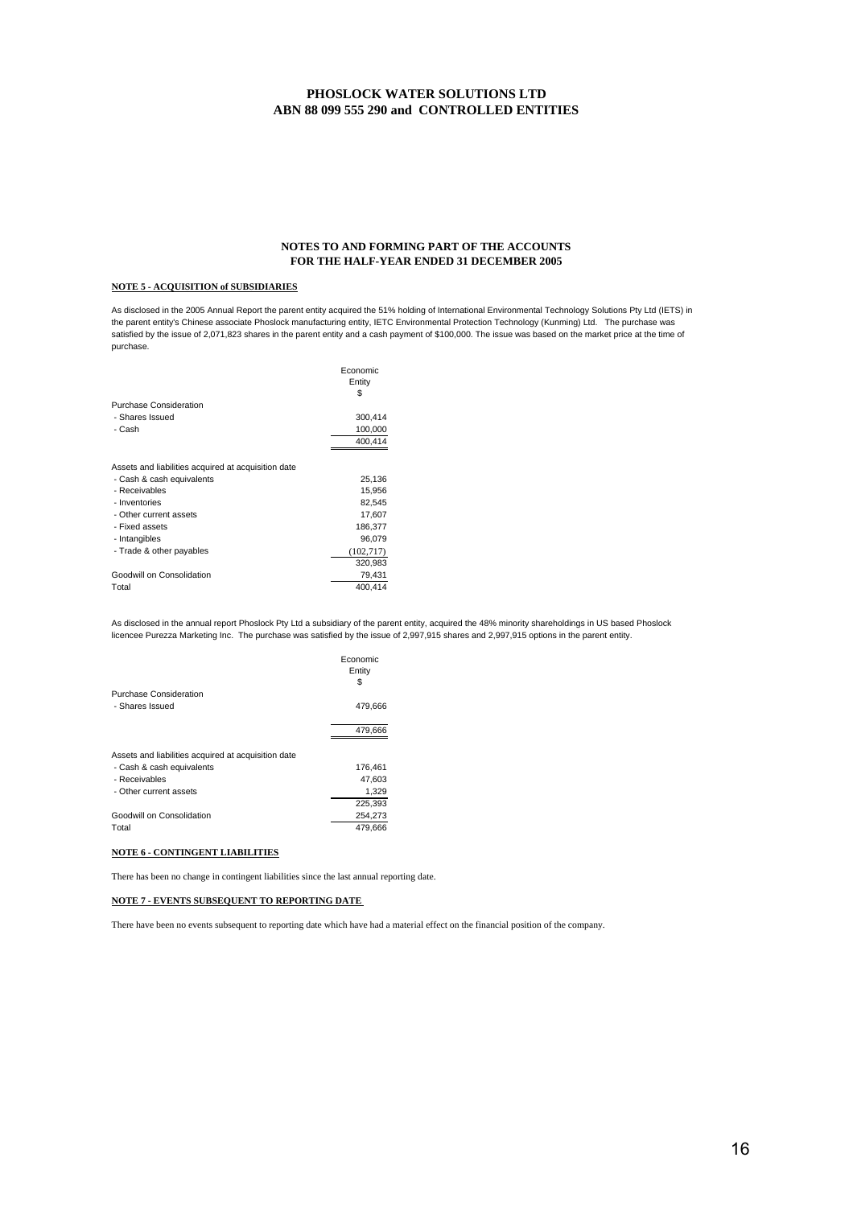# PHOSLOCK WATER SOLUTIONS LTD
# ABN 88 099 555 290 and CONTROLLED ENTITIES

## NOTES TO AND FORMING PART OF THE ACCOUNTS
## FOR THE HALF-YEAR ENDED 31 DECEMBER 2005

### NOTE 5 - ACQUISITION of SUBSIDIARIES

As disclosed in the 2005 Annual Report the parent entity acquired the 51% holding of International Environmental Technology Solutions Pty Ltd (IETS) in the parent entity's Chinese associate Phoslock manufacturing entity, IETC Environmental Protection Technology (Kunming) Ltd. The purchase was satisfied by the issue of 2,071,823 shares in the parent entity and a cash payment of $100,000. The issue was based on the market price at the time of purchase.

| | Economic Entity $ |
|---|---|
| Purchase Consideration | |
| - Shares Issued | 300,414 |
| - Cash | 100,000 |
| | 400,414 |
| | |
| Assets and liabilities acquired at acquisition date | |
| - Cash & cash equivalents | 25,136 |
| - Receivables | 15,956 |
| - Inventories | 82,545 |
| - Other current assets | 17,607 |
| - Fixed assets | 186,377 |
| - Intangibles | 96,079 |
| - Trade & other payables | (102,717) |
| | 320,983 |
| Goodwill on Consolidation | 79,431 |
| Total | 400,414 |

As disclosed in the annual report Phoslock Pty Ltd a subsidiary of the parent entity, acquired the 48% minority shareholdings in US based Phoslock licencee Purezza Marketing Inc. The purchase was satisfied by the issue of 2,997,915 shares and 2,997,915 options in the parent entity.

| | Economic Entity $ |
|---|---|
| Purchase Consideration | |
| - Shares Issued | 479,666 |
| | 479,666 |
| | |
| Assets and liabilities acquired at acquisition date | |
| - Cash & cash equivalents | 176,461 |
| - Receivables | 47,603 |
| - Other current assets | 1,329 |
| | 225,393 |
| Goodwill on Consolidation | 254,273 |
| Total | 479,666 |

### NOTE 6 - CONTINGENT LIABILITIES

There has been no change in contingent liabilities since the last annual reporting date.

### NOTE 7 - EVENTS SUBSEQUENT TO REPORTING DATE

There have been no events subsequent to reporting date which have had a material effect on the financial position of the company.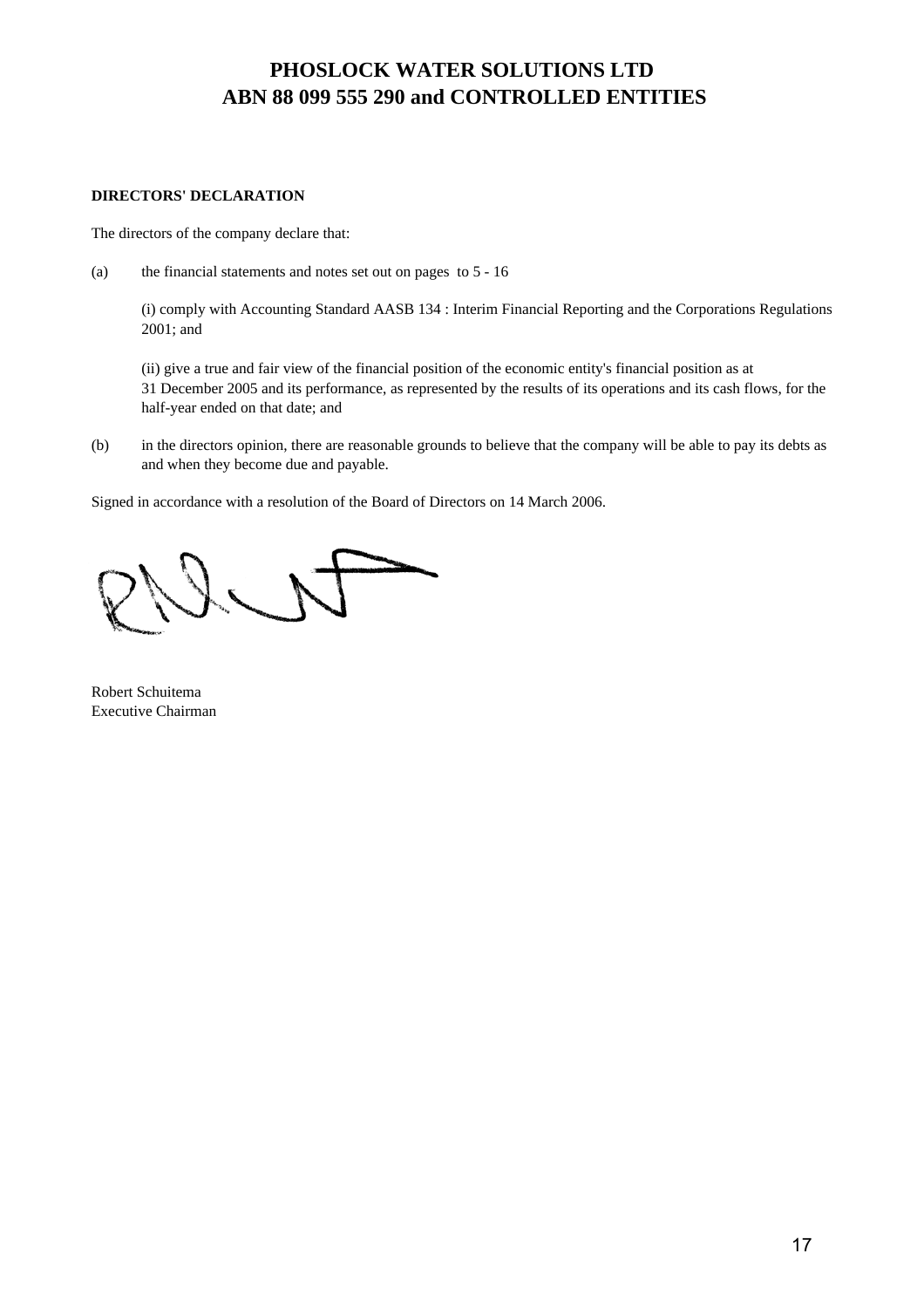# PHOSLOCK WATER SOLUTIONS LTD
# ABN 88 099 555 290 and CONTROLLED ENTITIES

**DIRECTORS' DECLARATION**

The directors of the company declare that:

(a) the financial statements and notes set out on pages to 5 - 16

(i) comply with Accounting Standard AASB 134 : Interim Financial Reporting and the Corporations Regulations 2001; and

(ii) give a true and fair view of the financial position of the economic entity's financial position as at 31 December 2005 and its performance, as represented by the results of its operations and its cash flows, for the half-year ended on that date; and

(b) in the directors opinion, there are reasonable grounds to believe that the company will be able to pay its debts as and when they become due and payable.

Signed in accordance with a resolution of the Board of Directors on 14 March 2006.

Robert Schuitema
Executive Chairman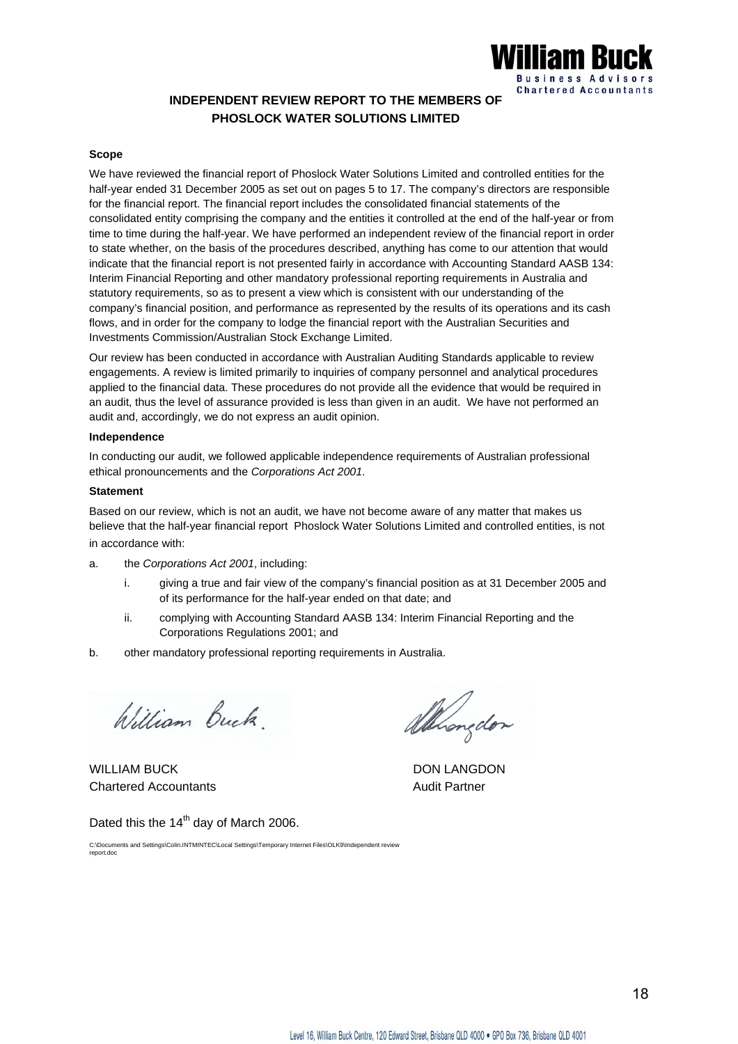**William Buck**
Business Advisors
Chartered Accountants

# INDEPENDENT REVIEW REPORT TO THE MEMBERS OF PHOSLOCK WATER SOLUTIONS LIMITED

**Scope**

We have reviewed the financial report of Phoslock Water Solutions Limited and controlled entities for the half-year ended 31 December 2005 as set out on pages 5 to 17. The company's directors are responsible for the financial report. The financial report includes the consolidated financial statements of the consolidated entity comprising the company and the entities it controlled at the end of the half-year or from time to time during the half-year. We have performed an independent review of the financial report in order to state whether, on the basis of the procedures described, anything has come to our attention that would indicate that the financial report is not presented fairly in accordance with Accounting Standard AASB 134: Interim Financial Reporting and other mandatory professional reporting requirements in Australia and statutory requirements, so as to present a view which is consistent with our understanding of the company's financial position, and performance as represented by the results of its operations and its cash flows, and in order for the company to lodge the financial report with the Australian Securities and Investments Commission/Australian Stock Exchange Limited.

Our review has been conducted in accordance with Australian Auditing Standards applicable to review engagements. A review is limited primarily to inquiries of company personnel and analytical procedures applied to the financial data. These procedures do not provide all the evidence that would be required in an audit, thus the level of assurance provided is less than given in an audit. We have not performed an audit and, accordingly, we do not express an audit opinion.

**Independence**

In conducting our audit, we followed applicable independence requirements of Australian professional ethical pronouncements and the *Corporations Act 2001*.

**Statement**

Based on our review, which is not an audit, we have not become aware of any matter that makes us believe that the half-year financial report Phoslock Water Solutions Limited and controlled entities, is not in accordance with:

a. the *Corporations Act 2001*, including:

   i. giving a true and fair view of the company's financial position as at 31 December 2005 and of its performance for the half-year ended on that date; and

   ii. complying with Accounting Standard AASB 134: Interim Financial Reporting and the Corporations Regulations 2001; and

b. other mandatory professional reporting requirements in Australia.

William Buck.

WILLIAM BUCK
Chartered Accountants

DLangdon

DON LANGDON
Audit Partner

Dated this the 14th day of March 2006.

C:\Documents and Settings\Colin.INTMINTEC\Local Settings\Temporary Internet Files\OLK9\Independent review report.doc

Level 16, William Buck Centre, 120 Edward Street, Brisbane QLD 4000 • GPO Box 736, Brisbane QLD 4001